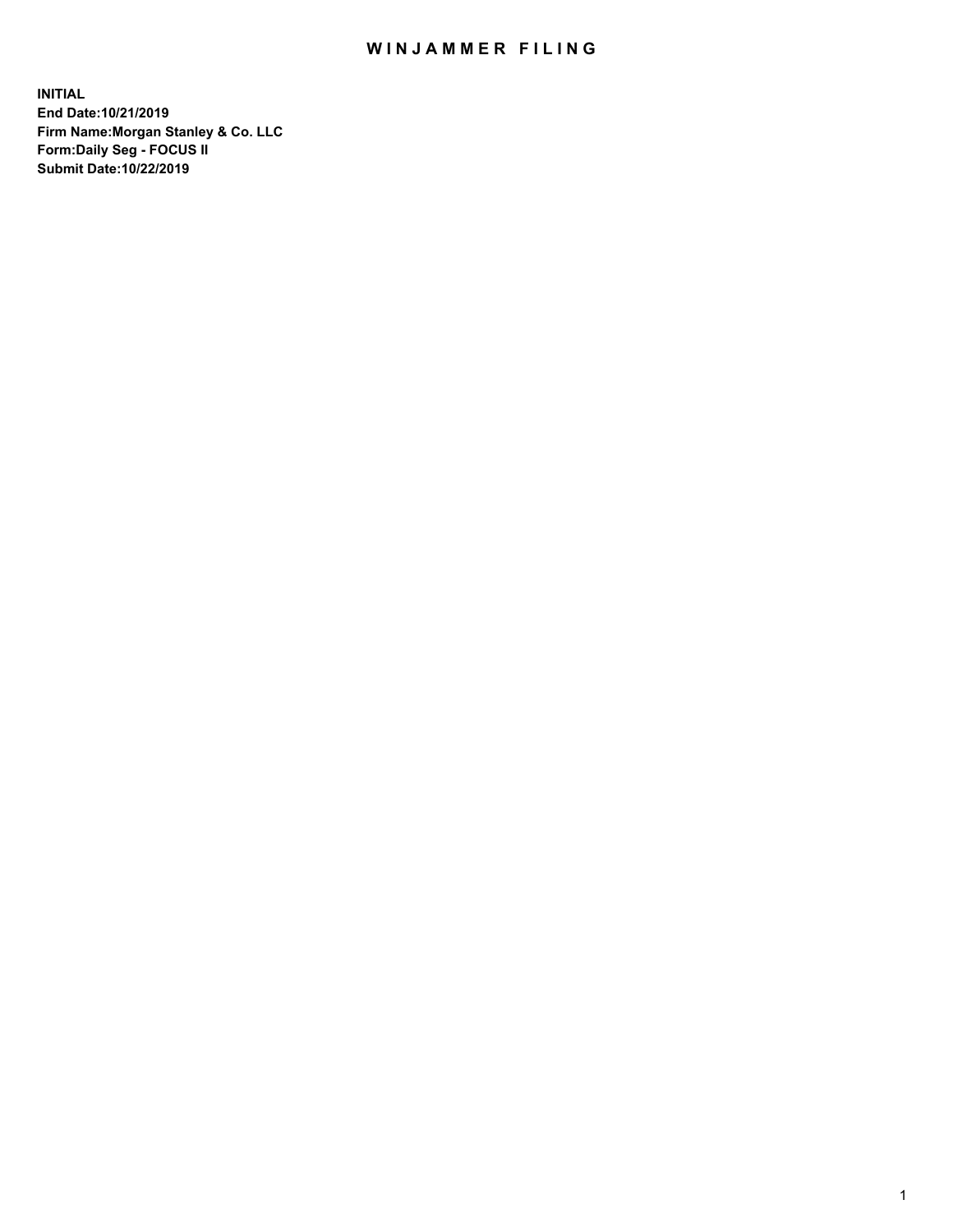# WINJAMMER FILING

**INITIAL**
**End Date:10/21/2019**
**Firm Name:Morgan Stanley & Co. LLC**
**Form:Daily Seg - FOCUS II**
**Submit Date:10/22/2019**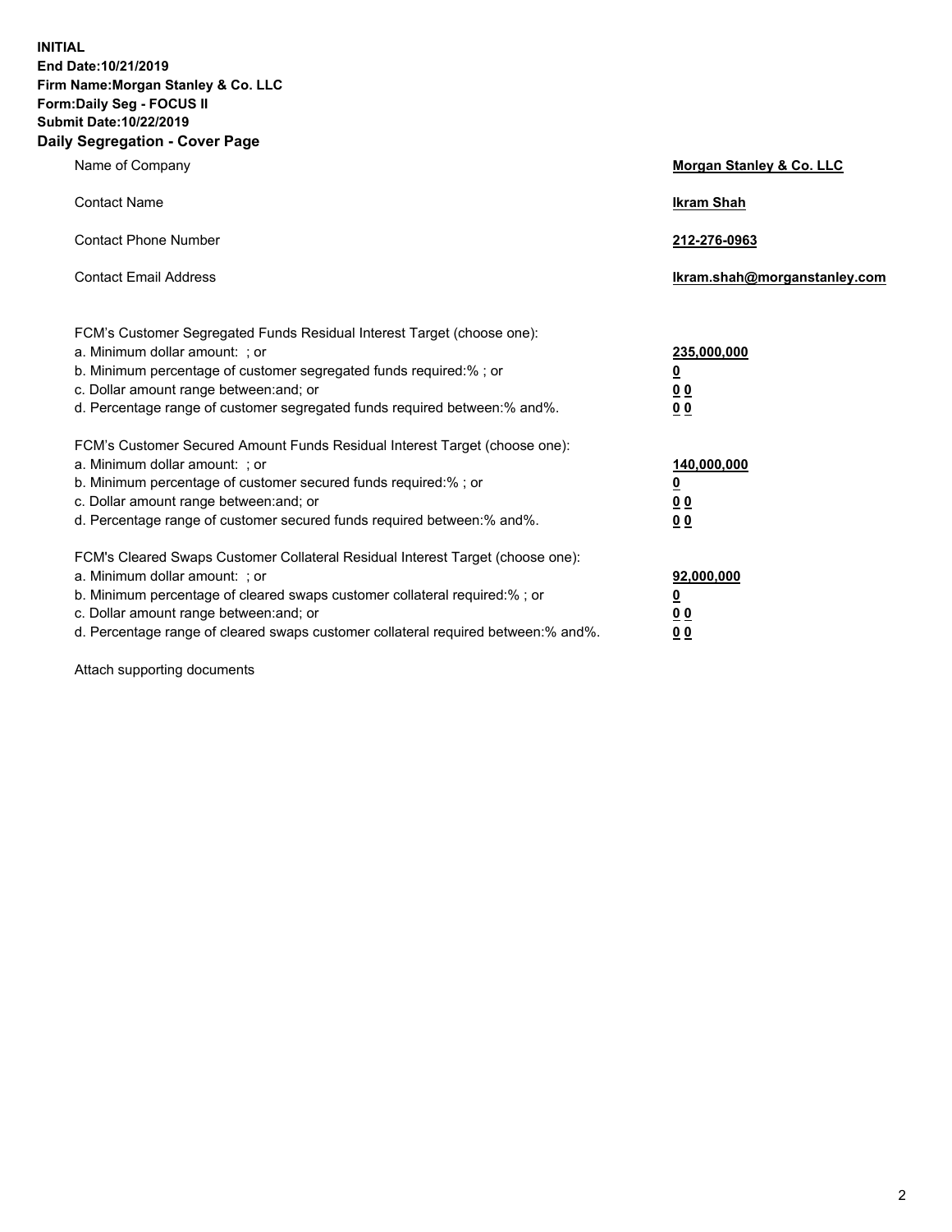**INITIAL**
**End Date:10/21/2019**
**Firm Name:Morgan Stanley & Co. LLC**
**Form:Daily Seg - FOCUS II**
**Submit Date:10/22/2019**
**Daily Segregation - Cover Page**

| | |
|---|---|
| Name of Company | **Morgan Stanley & Co. LLC** |
| Contact Name | **Ikram Shah** |
| Contact Phone Number | **212-276-0963** |
| Contact Email Address | **Ikram.shah@morganstanley.com** |

| | |
|---|---|
| FCM's Customer Segregated Funds Residual Interest Target (choose one): | |
| a. Minimum dollar amount: ; or | **235,000,000** |
| b. Minimum percentage of customer segregated funds required:% ; or | **0** |
| c. Dollar amount range between:and; or | **0 0** |
| d. Percentage range of customer segregated funds required between:% and%. | **0 0** |
| FCM's Customer Secured Amount Funds Residual Interest Target (choose one): | |
| a. Minimum dollar amount: ; or | **140,000,000** |
| b. Minimum percentage of customer secured funds required:% ; or | **0** |
| c. Dollar amount range between:and; or | **0 0** |
| d. Percentage range of customer secured funds required between:% and%. | **0 0** |
| FCM's Cleared Swaps Customer Collateral Residual Interest Target (choose one): | |
| a. Minimum dollar amount: ; or | **92,000,000** |
| b. Minimum percentage of cleared swaps customer collateral required:% ; or | **0** |
| c. Dollar amount range between:and; or | **0 0** |
| d. Percentage range of cleared swaps customer collateral required between:% and%. | **0 0** |

Attach supporting documents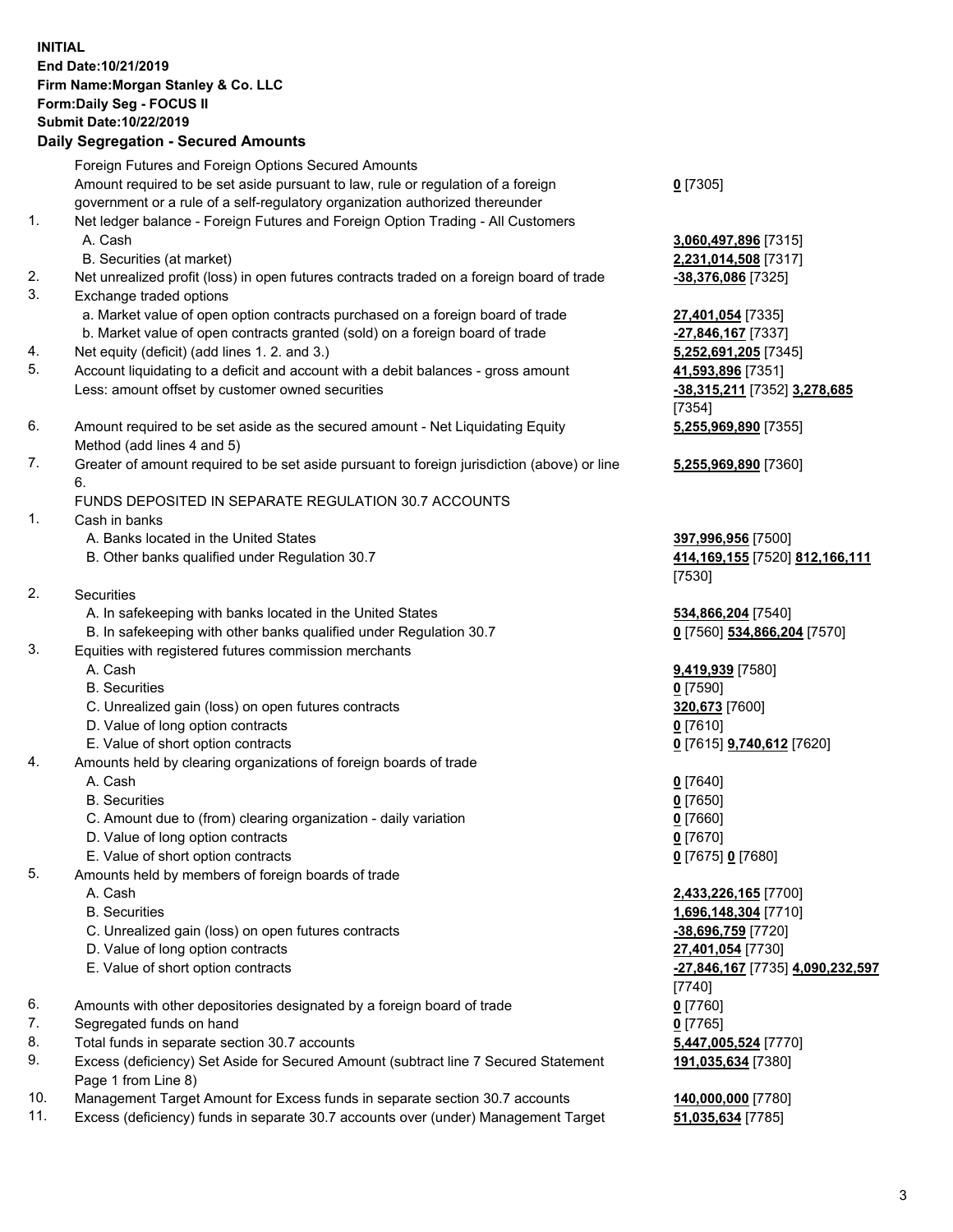**INITIAL**
**End Date:10/21/2019**
**Firm Name:Morgan Stanley & Co. LLC**
**Form:Daily Seg - FOCUS II**
**Submit Date:10/22/2019**

## Daily Segregation - Secured Amounts

| | | |
|---|---|---|
| | Foreign Futures and Foreign Options Secured Amounts | |
| | Amount required to be set aside pursuant to law, rule or regulation of a foreign government or a rule of a self-regulatory organization authorized thereunder | **0** [7305] |
| 1. | Net ledger balance - Foreign Futures and Foreign Option Trading - All Customers | |
| | A. Cash | **3,060,497,896** [7315] |
| | B. Securities (at market) | **2,231,014,508** [7317] |
| 2. | Net unrealized profit (loss) in open futures contracts traded on a foreign board of trade | **-38,376,086** [7325] |
| 3. | Exchange traded options | |
| | a. Market value of open option contracts purchased on a foreign board of trade | **27,401,054** [7335] |
| | b. Market value of open contracts granted (sold) on a foreign board of trade | **-27,846,167** [7337] |
| 4. | Net equity (deficit) (add lines 1. 2. and 3.) | **5,252,691,205** [7345] |
| 5. | Account liquidating to a deficit and account with a debit balances - gross amount | **41,593,896** [7351] |
| | Less: amount offset by customer owned securities | **-38,315,211** [7352] **3,278,685** [7354] |
| 6. | Amount required to be set aside as the secured amount - Net Liquidating Equity Method (add lines 4 and 5) | **5,255,969,890** [7355] |
| 7. | Greater of amount required to be set aside pursuant to foreign jurisdiction (above) or line 6. | **5,255,969,890** [7360] |
| | FUNDS DEPOSITED IN SEPARATE REGULATION 30.7 ACCOUNTS | |
| 1. | Cash in banks | |
| | A. Banks located in the United States | **397,996,956** [7500] |
| | B. Other banks qualified under Regulation 30.7 | **414,169,155** [7520] **812,166,111** [7530] |
| 2. | Securities | |
| | A. In safekeeping with banks located in the United States | **534,866,204** [7540] |
| | B. In safekeeping with other banks qualified under Regulation 30.7 | **0** [7560] **534,866,204** [7570] |
| 3. | Equities with registered futures commission merchants | |
| | A. Cash | **9,419,939** [7580] |
| | B. Securities | **0** [7590] |
| | C. Unrealized gain (loss) on open futures contracts | **320,673** [7600] |
| | D. Value of long option contracts | **0** [7610] |
| | E. Value of short option contracts | **0** [7615] **9,740,612** [7620] |
| 4. | Amounts held by clearing organizations of foreign boards of trade | |
| | A. Cash | **0** [7640] |
| | B. Securities | **0** [7650] |
| | C. Amount due to (from) clearing organization - daily variation | **0** [7660] |
| | D. Value of long option contracts | **0** [7670] |
| | E. Value of short option contracts | **0** [7675] **0** [7680] |
| 5. | Amounts held by members of foreign boards of trade | |
| | A. Cash | **2,433,226,165** [7700] |
| | B. Securities | **1,696,148,304** [7710] |
| | C. Unrealized gain (loss) on open futures contracts | **-38,696,759** [7720] |
| | D. Value of long option contracts | **27,401,054** [7730] |
| | E. Value of short option contracts | **-27,846,167** [7735] **4,090,232,597** [7740] |
| 6. | Amounts with other depositories designated by a foreign board of trade | **0** [7760] |
| 7. | Segregated funds on hand | **0** [7765] |
| 8. | Total funds in separate section 30.7 accounts | **5,447,005,524** [7770] |
| 9. | Excess (deficiency) Set Aside for Secured Amount (subtract line 7 Secured Statement Page 1 from Line 8) | **191,035,634** [7380] |
| 10. | Management Target Amount for Excess funds in separate section 30.7 accounts | **140,000,000** [7780] |
| 11. | Excess (deficiency) funds in separate 30.7 accounts over (under) Management Target | **51,035,634** [7785] |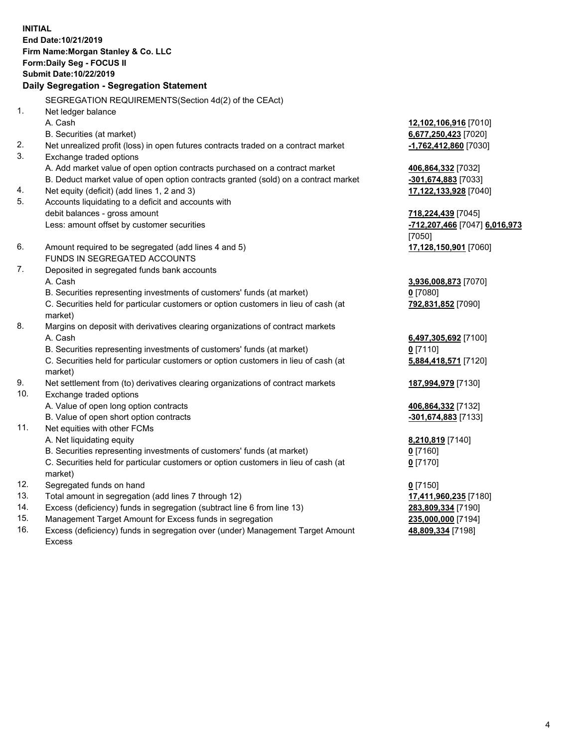**INITIAL**
**End Date:10/21/2019**
**Firm Name:Morgan Stanley & Co. LLC**
**Form:Daily Seg - FOCUS II**
**Submit Date:10/22/2019**

### Daily Segregation - Segregation Statement

| | | |
|---|---|---|
| | SEGREGATION REQUIREMENTS(Section 4d(2) of the CEAct) | |
| 1. | Net ledger balance | |
| | A. Cash | **12,102,106,916** [7010] |
| | B. Securities (at market) | **6,677,250,423** [7020] |
| 2. | Net unrealized profit (loss) in open futures contracts traded on a contract market | **-1,762,412,860** [7030] |
| 3. | Exchange traded options | |
| | A. Add market value of open option contracts purchased on a contract market | **406,864,332** [7032] |
| | B. Deduct market value of open option contracts granted (sold) on a contract market | **-301,674,883** [7033] |
| 4. | Net equity (deficit) (add lines 1, 2 and 3) | **17,122,133,928** [7040] |
| 5. | Accounts liquidating to a deficit and accounts with debit balances - gross amount | **718,224,439** [7045] |
| | Less: amount offset by customer securities | **-712,207,466** [7047] **6,016,973** [7050] |
| 6. | Amount required to be segregated (add lines 4 and 5) | **17,128,150,901** [7060] |
| | FUNDS IN SEGREGATED ACCOUNTS | |
| 7. | Deposited in segregated funds bank accounts | |
| | A. Cash | **3,936,008,873** [7070] |
| | B. Securities representing investments of customers' funds (at market) | **0** [7080] |
| | C. Securities held for particular customers or option customers in lieu of cash (at market) | **792,831,852** [7090] |
| 8. | Margins on deposit with derivatives clearing organizations of contract markets | |
| | A. Cash | **6,497,305,692** [7100] |
| | B. Securities representing investments of customers' funds (at market) | **0** [7110] |
| | C. Securities held for particular customers or option customers in lieu of cash (at market) | **5,884,418,571** [7120] |
| 9. | Net settlement from (to) derivatives clearing organizations of contract markets | **187,994,979** [7130] |
| 10. | Exchange traded options | |
| | A. Value of open long option contracts | **406,864,332** [7132] |
| | B. Value of open short option contracts | **-301,674,883** [7133] |
| 11. | Net equities with other FCMs | |
| | A. Net liquidating equity | **8,210,819** [7140] |
| | B. Securities representing investments of customers' funds (at market) | **0** [7160] |
| | C. Securities held for particular customers or option customers in lieu of cash (at market) | **0** [7170] |
| 12. | Segregated funds on hand | **0** [7150] |
| 13. | Total amount in segregation (add lines 7 through 12) | **17,411,960,235** [7180] |
| 14. | Excess (deficiency) funds in segregation (subtract line 6 from line 13) | **283,809,334** [7190] |
| 15. | Management Target Amount for Excess funds in segregation | **235,000,000** [7194] |
| 16. | Excess (deficiency) funds in segregation over (under) Management Target Amount Excess | **48,809,334** [7198] |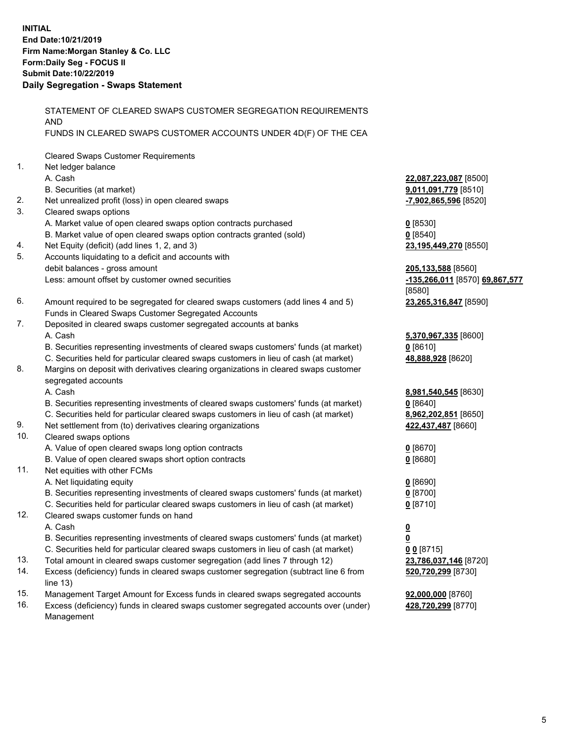**INITIAL**
**End Date:10/21/2019**
**Firm Name:Morgan Stanley & Co. LLC**
**Form:Daily Seg - FOCUS II**
**Submit Date:10/22/2019**
**Daily Segregation - Swaps Statement**

STATEMENT OF CLEARED SWAPS CUSTOMER SEGREGATION REQUIREMENTS AND FUNDS IN CLEARED SWAPS CUSTOMER ACCOUNTS UNDER 4D(F) OF THE CEA

| | | |
|---|---|---|
| | Cleared Swaps Customer Requirements | |
| 1. | Net ledger balance | |
| | A. Cash | **22,087,223,087** [8500] |
| | B. Securities (at market) | **9,011,091,779** [8510] |
| 2. | Net unrealized profit (loss) in open cleared swaps | **-7,902,865,596** [8520] |
| 3. | Cleared swaps options | |
| | A. Market value of open cleared swaps option contracts purchased | **0** [8530] |
| | B. Market value of open cleared swaps option contracts granted (sold) | **0** [8540] |
| 4. | Net Equity (deficit) (add lines 1, 2, and 3) | **23,195,449,270** [8550] |
| 5. | Accounts liquidating to a deficit and accounts with debit balances - gross amount | **205,133,588** [8560] |
| | Less: amount offset by customer owned securities | **-135,266,011** [8570] **69,867,577** [8580] |
| 6. | Amount required to be segregated for cleared swaps customers (add lines 4 and 5) | **23,265,316,847** [8590] |
| | Funds in Cleared Swaps Customer Segregated Accounts | |
| 7. | Deposited in cleared swaps customer segregated accounts at banks | |
| | A. Cash | **5,370,967,335** [8600] |
| | B. Securities representing investments of cleared swaps customers' funds (at market) | **0** [8610] |
| | C. Securities held for particular cleared swaps customers in lieu of cash (at market) | **48,888,928** [8620] |
| 8. | Margins on deposit with derivatives clearing organizations in cleared swaps customer segregated accounts | |
| | A. Cash | **8,981,540,545** [8630] |
| | B. Securities representing investments of cleared swaps customers' funds (at market) | **0** [8640] |
| | C. Securities held for particular cleared swaps customers in lieu of cash (at market) | **8,962,202,851** [8650] |
| 9. | Net settlement from (to) derivatives clearing organizations | **422,437,487** [8660] |
| 10. | Cleared swaps options | |
| | A. Value of open cleared swaps long option contracts | **0** [8670] |
| | B. Value of open cleared swaps short option contracts | **0** [8680] |
| 11. | Net equities with other FCMs | |
| | A. Net liquidating equity | **0** [8690] |
| | B. Securities representing investments of cleared swaps customers' funds (at market) | **0** [8700] |
| | C. Securities held for particular cleared swaps customers in lieu of cash (at market) | **0** [8710] |
| 12. | Cleared swaps customer funds on hand | |
| | A. Cash | **0** |
| | B. Securities representing investments of cleared swaps customers' funds (at market) | **0** |
| | C. Securities held for particular cleared swaps customers in lieu of cash (at market) | **0** **0** [8715] |
| 13. | Total amount in cleared swaps customer segregation (add lines 7 through 12) | **23,786,037,146** [8720] |
| 14. | Excess (deficiency) funds in cleared swaps customer segregation (subtract line 6 from line 13) | **520,720,299** [8730] |
| 15. | Management Target Amount for Excess funds in cleared swaps segregated accounts | **92,000,000** [8760] |
| 16. | Excess (deficiency) funds in cleared swaps customer segregated accounts over (under) Management | **428,720,299** [8770] |